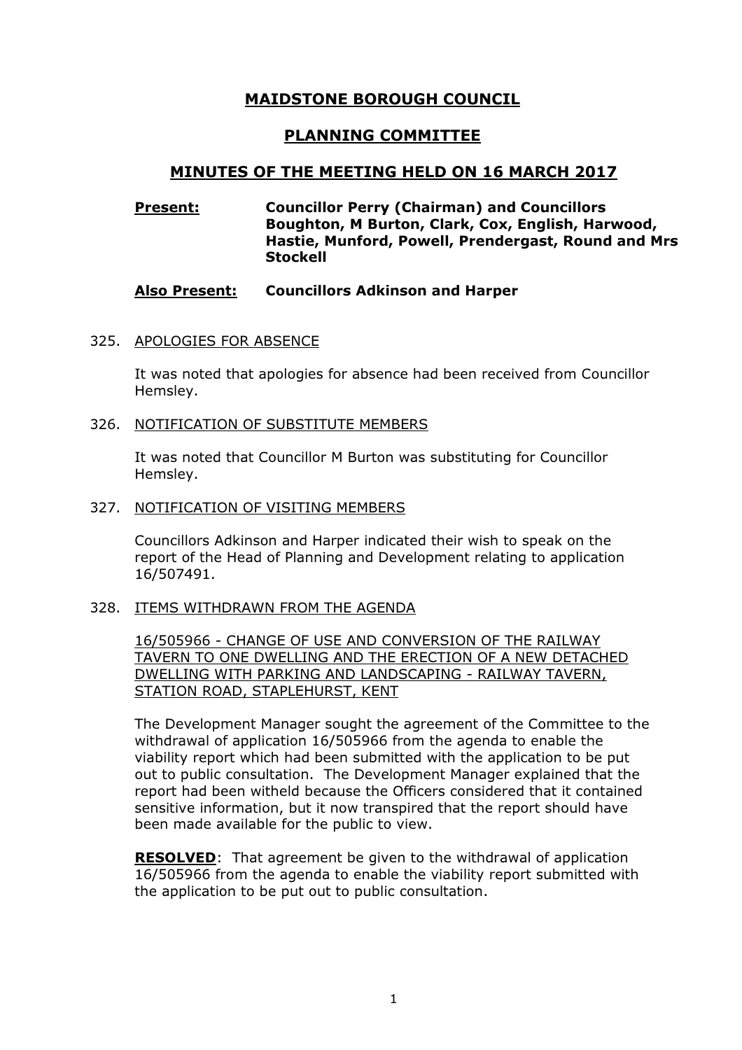# MAIDSTONE BOROUGH COUNCIL

## PLANNING COMMITTEE

## MINUTES OF THE MEETING HELD ON 16 MARCH 2017

**Present:** **Councillor Perry (Chairman) and Councillors Boughton, M Burton, Clark, Cox, English, Harwood, Hastie, Munford, Powell, Prendergast, Round and Mrs Stockell**

**Also Present:** **Councillors Adkinson and Harper**

325. APOLOGIES FOR ABSENCE

It was noted that apologies for absence had been received from Councillor Hemsley.

326. NOTIFICATION OF SUBSTITUTE MEMBERS

It was noted that Councillor M Burton was substituting for Councillor Hemsley.

327. NOTIFICATION OF VISITING MEMBERS

Councillors Adkinson and Harper indicated their wish to speak on the report of the Head of Planning and Development relating to application 16/507491.

328. ITEMS WITHDRAWN FROM THE AGENDA

16/505966 - CHANGE OF USE AND CONVERSION OF THE RAILWAY TAVERN TO ONE DWELLING AND THE ERECTION OF A NEW DETACHED DWELLING WITH PARKING AND LANDSCAPING - RAILWAY TAVERN, STATION ROAD, STAPLEHURST, KENT

The Development Manager sought the agreement of the Committee to the withdrawal of application 16/505966 from the agenda to enable the viability report which had been submitted with the application to be put out to public consultation. The Development Manager explained that the report had been witheld because the Officers considered that it contained sensitive information, but it now transpired that the report should have been made available for the public to view.

**RESOLVED**: That agreement be given to the withdrawal of application 16/505966 from the agenda to enable the viability report submitted with the application to be put out to public consultation.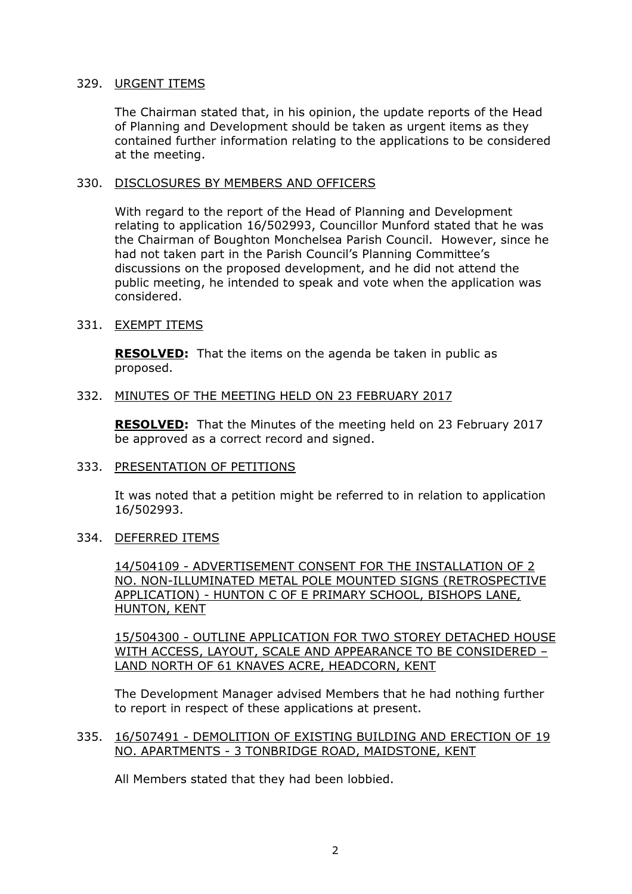329. URGENT ITEMS

The Chairman stated that, in his opinion, the update reports of the Head of Planning and Development should be taken as urgent items as they contained further information relating to the applications to be considered at the meeting.

330. DISCLOSURES BY MEMBERS AND OFFICERS

With regard to the report of the Head of Planning and Development relating to application 16/502993, Councillor Munford stated that he was the Chairman of Boughton Monchelsea Parish Council. However, since he had not taken part in the Parish Council's Planning Committee's discussions on the proposed development, and he did not attend the public meeting, he intended to speak and vote when the application was considered.

331. EXEMPT ITEMS

**RESOLVED:** That the items on the agenda be taken in public as proposed.

332. MINUTES OF THE MEETING HELD ON 23 FEBRUARY 2017

**RESOLVED:** That the Minutes of the meeting held on 23 February 2017 be approved as a correct record and signed.

333. PRESENTATION OF PETITIONS

It was noted that a petition might be referred to in relation to application 16/502993.

334. DEFERRED ITEMS

14/504109 - ADVERTISEMENT CONSENT FOR THE INSTALLATION OF 2 NO. NON-ILLUMINATED METAL POLE MOUNTED SIGNS (RETROSPECTIVE APPLICATION) - HUNTON C OF E PRIMARY SCHOOL, BISHOPS LANE, HUNTON, KENT

15/504300 - OUTLINE APPLICATION FOR TWO STOREY DETACHED HOUSE WITH ACCESS, LAYOUT, SCALE AND APPEARANCE TO BE CONSIDERED – LAND NORTH OF 61 KNAVES ACRE, HEADCORN, KENT

The Development Manager advised Members that he had nothing further to report in respect of these applications at present.

335. 16/507491 - DEMOLITION OF EXISTING BUILDING AND ERECTION OF 19 NO. APARTMENTS - 3 TONBRIDGE ROAD, MAIDSTONE, KENT

All Members stated that they had been lobbied.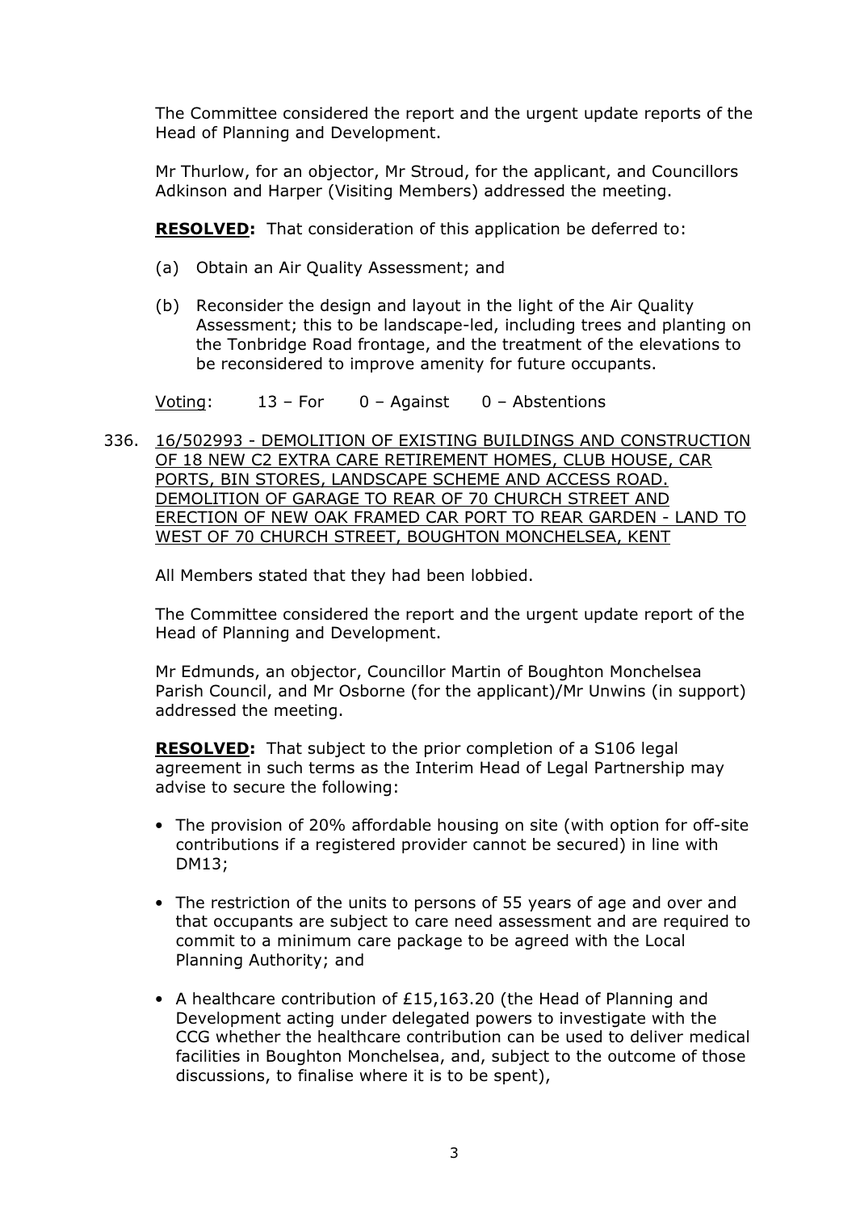The Committee considered the report and the urgent update reports of the Head of Planning and Development.

Mr Thurlow, for an objector, Mr Stroud, for the applicant, and Councillors Adkinson and Harper (Visiting Members) addressed the meeting.

**RESOLVED:** That consideration of this application be deferred to:

(a) Obtain an Air Quality Assessment; and

(b) Reconsider the design and layout in the light of the Air Quality Assessment; this to be landscape-led, including trees and planting on the Tonbridge Road frontage, and the treatment of the elevations to be reconsidered to improve amenity for future occupants.

Voting: 13 – For 0 – Against 0 – Abstentions

336. 16/502993 - DEMOLITION OF EXISTING BUILDINGS AND CONSTRUCTION OF 18 NEW C2 EXTRA CARE RETIREMENT HOMES, CLUB HOUSE, CAR PORTS, BIN STORES, LANDSCAPE SCHEME AND ACCESS ROAD. DEMOLITION OF GARAGE TO REAR OF 70 CHURCH STREET AND ERECTION OF NEW OAK FRAMED CAR PORT TO REAR GARDEN - LAND TO WEST OF 70 CHURCH STREET, BOUGHTON MONCHELSEA, KENT

All Members stated that they had been lobbied.

The Committee considered the report and the urgent update report of the Head of Planning and Development.

Mr Edmunds, an objector, Councillor Martin of Boughton Monchelsea Parish Council, and Mr Osborne (for the applicant)/Mr Unwins (in support) addressed the meeting.

**RESOLVED:** That subject to the prior completion of a S106 legal agreement in such terms as the Interim Head of Legal Partnership may advise to secure the following:

- The provision of 20% affordable housing on site (with option for off-site contributions if a registered provider cannot be secured) in line with DM13;
- The restriction of the units to persons of 55 years of age and over and that occupants are subject to care need assessment and are required to commit to a minimum care package to be agreed with the Local Planning Authority; and
- A healthcare contribution of £15,163.20 (the Head of Planning and Development acting under delegated powers to investigate with the CCG whether the healthcare contribution can be used to deliver medical facilities in Boughton Monchelsea, and, subject to the outcome of those discussions, to finalise where it is to be spent),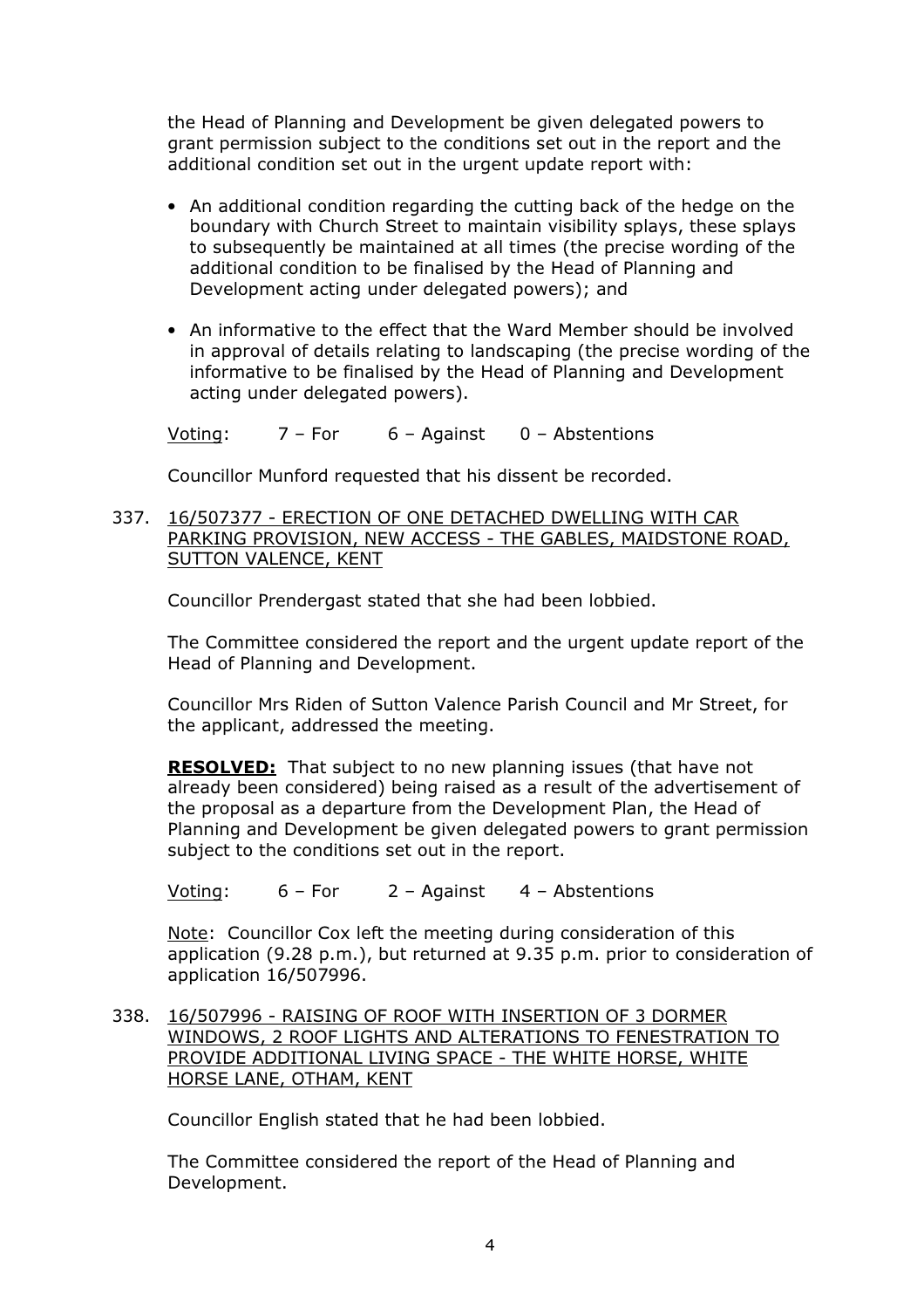the Head of Planning and Development be given delegated powers to grant permission subject to the conditions set out in the report and the additional condition set out in the urgent update report with:

- An additional condition regarding the cutting back of the hedge on the boundary with Church Street to maintain visibility splays, these splays to subsequently be maintained at all times (the precise wording of the additional condition to be finalised by the Head of Planning and Development acting under delegated powers); and

- An informative to the effect that the Ward Member should be involved in approval of details relating to landscaping (the precise wording of the informative to be finalised by the Head of Planning and Development acting under delegated powers).

Voting: 7 – For 6 – Against 0 – Abstentions

Councillor Munford requested that his dissent be recorded.

337. 16/507377 - ERECTION OF ONE DETACHED DWELLING WITH CAR PARKING PROVISION, NEW ACCESS - THE GABLES, MAIDSTONE ROAD, SUTTON VALENCE, KENT

Councillor Prendergast stated that she had been lobbied.

The Committee considered the report and the urgent update report of the Head of Planning and Development.

Councillor Mrs Riden of Sutton Valence Parish Council and Mr Street, for the applicant, addressed the meeting.

**RESOLVED:** That subject to no new planning issues (that have not already been considered) being raised as a result of the advertisement of the proposal as a departure from the Development Plan, the Head of Planning and Development be given delegated powers to grant permission subject to the conditions set out in the report.

Voting: 6 – For 2 – Against 4 – Abstentions

Note: Councillor Cox left the meeting during consideration of this application (9.28 p.m.), but returned at 9.35 p.m. prior to consideration of application 16/507996.

338. 16/507996 - RAISING OF ROOF WITH INSERTION OF 3 DORMER WINDOWS, 2 ROOF LIGHTS AND ALTERATIONS TO FENESTRATION TO PROVIDE ADDITIONAL LIVING SPACE - THE WHITE HORSE, WHITE HORSE LANE, OTHAM, KENT

Councillor English stated that he had been lobbied.

The Committee considered the report of the Head of Planning and Development.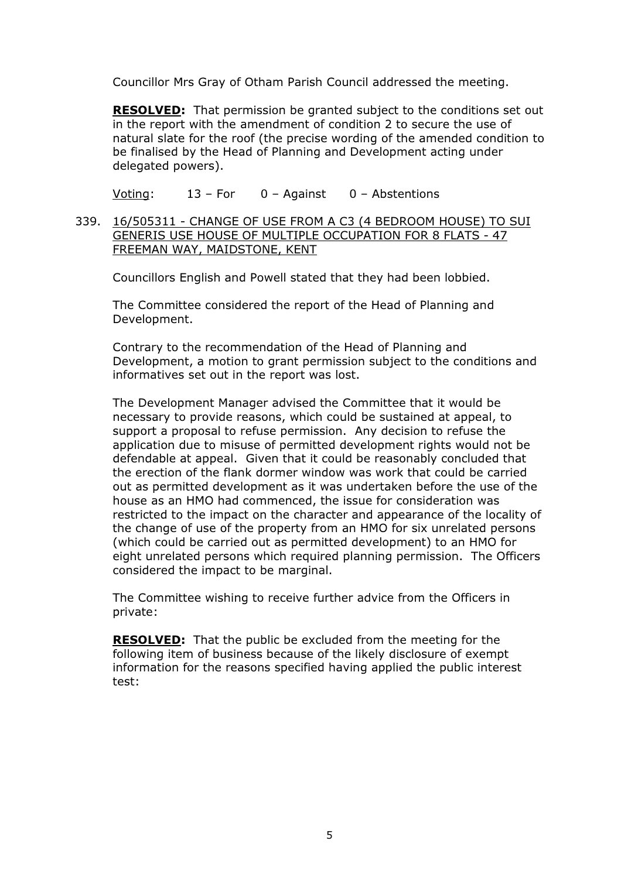Councillor Mrs Gray of Otham Parish Council addressed the meeting.

**RESOLVED:** That permission be granted subject to the conditions set out in the report with the amendment of condition 2 to secure the use of natural slate for the roof (the precise wording of the amended condition to be finalised by the Head of Planning and Development acting under delegated powers).

Voting: 13 – For 0 – Against 0 – Abstentions

339. 16/505311 - CHANGE OF USE FROM A C3 (4 BEDROOM HOUSE) TO SUI GENERIS USE HOUSE OF MULTIPLE OCCUPATION FOR 8 FLATS - 47 FREEMAN WAY, MAIDSTONE, KENT

Councillors English and Powell stated that they had been lobbied.

The Committee considered the report of the Head of Planning and Development.

Contrary to the recommendation of the Head of Planning and Development, a motion to grant permission subject to the conditions and informatives set out in the report was lost.

The Development Manager advised the Committee that it would be necessary to provide reasons, which could be sustained at appeal, to support a proposal to refuse permission. Any decision to refuse the application due to misuse of permitted development rights would not be defendable at appeal. Given that it could be reasonably concluded that the erection of the flank dormer window was work that could be carried out as permitted development as it was undertaken before the use of the house as an HMO had commenced, the issue for consideration was restricted to the impact on the character and appearance of the locality of the change of use of the property from an HMO for six unrelated persons (which could be carried out as permitted development) to an HMO for eight unrelated persons which required planning permission. The Officers considered the impact to be marginal.

The Committee wishing to receive further advice from the Officers in private:

**RESOLVED:** That the public be excluded from the meeting for the following item of business because of the likely disclosure of exempt information for the reasons specified having applied the public interest test: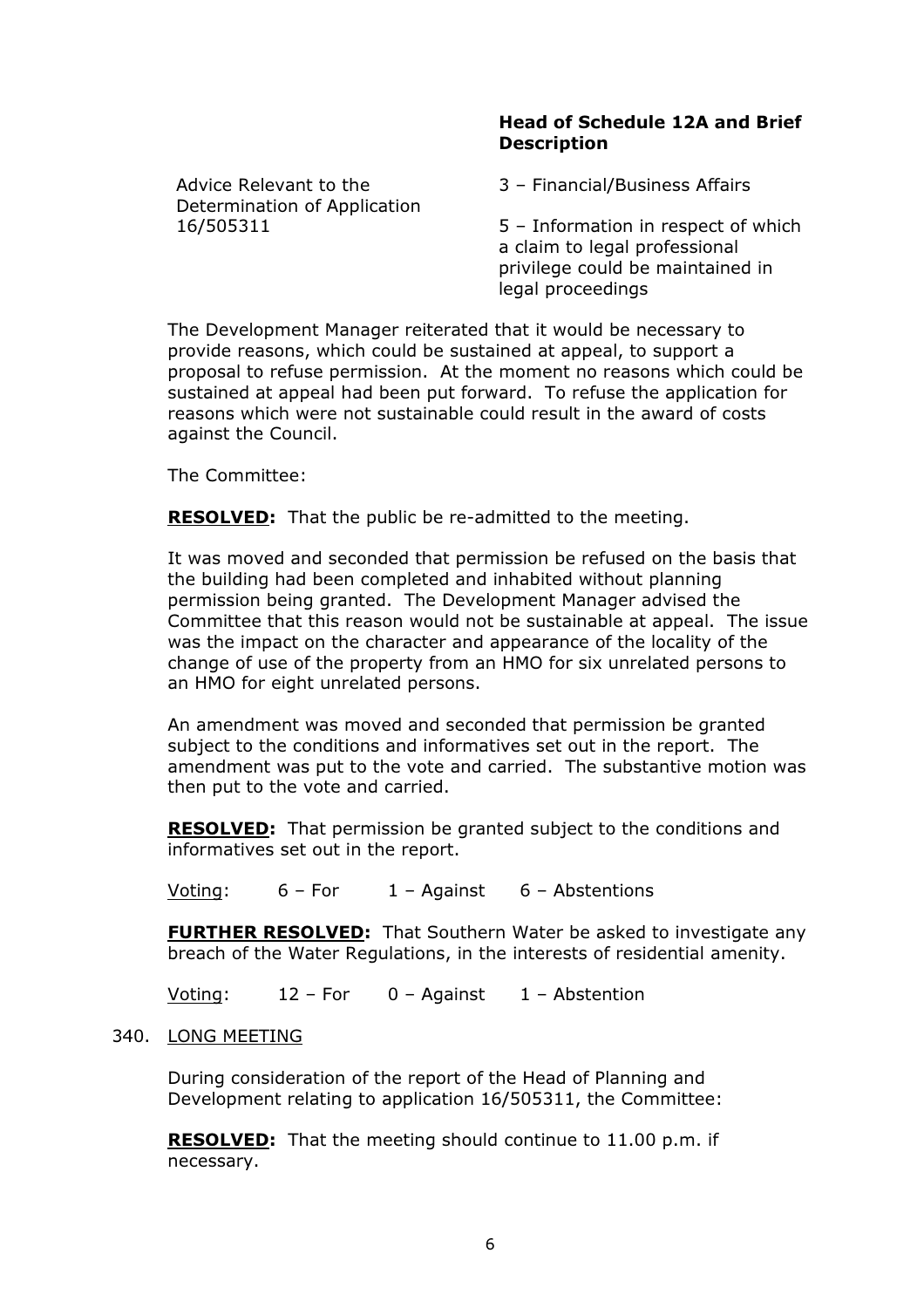| | **Head of Schedule 12A and Brief Description** |
|---|---|
| Advice Relevant to the Determination of Application 16/505311 | 3 – Financial/Business Affairs<br><br>5 – Information in respect of which a claim to legal professional privilege could be maintained in legal proceedings |

The Development Manager reiterated that it would be necessary to provide reasons, which could be sustained at appeal, to support a proposal to refuse permission. At the moment no reasons which could be sustained at appeal had been put forward. To refuse the application for reasons which were not sustainable could result in the award of costs against the Council.

The Committee:

**RESOLVED:** That the public be re-admitted to the meeting.

It was moved and seconded that permission be refused on the basis that the building had been completed and inhabited without planning permission being granted. The Development Manager advised the Committee that this reason would not be sustainable at appeal. The issue was the impact on the character and appearance of the locality of the change of use of the property from an HMO for six unrelated persons to an HMO for eight unrelated persons.

An amendment was moved and seconded that permission be granted subject to the conditions and informatives set out in the report. The amendment was put to the vote and carried. The substantive motion was then put to the vote and carried.

**RESOLVED:** That permission be granted subject to the conditions and informatives set out in the report.

Voting: 6 – For 1 – Against 6 – Abstentions

**FURTHER RESOLVED:** That Southern Water be asked to investigate any breach of the Water Regulations, in the interests of residential amenity.

Voting: 12 – For 0 – Against 1 – Abstention

340. LONG MEETING

During consideration of the report of the Head of Planning and Development relating to application 16/505311, the Committee:

**RESOLVED:** That the meeting should continue to 11.00 p.m. if necessary.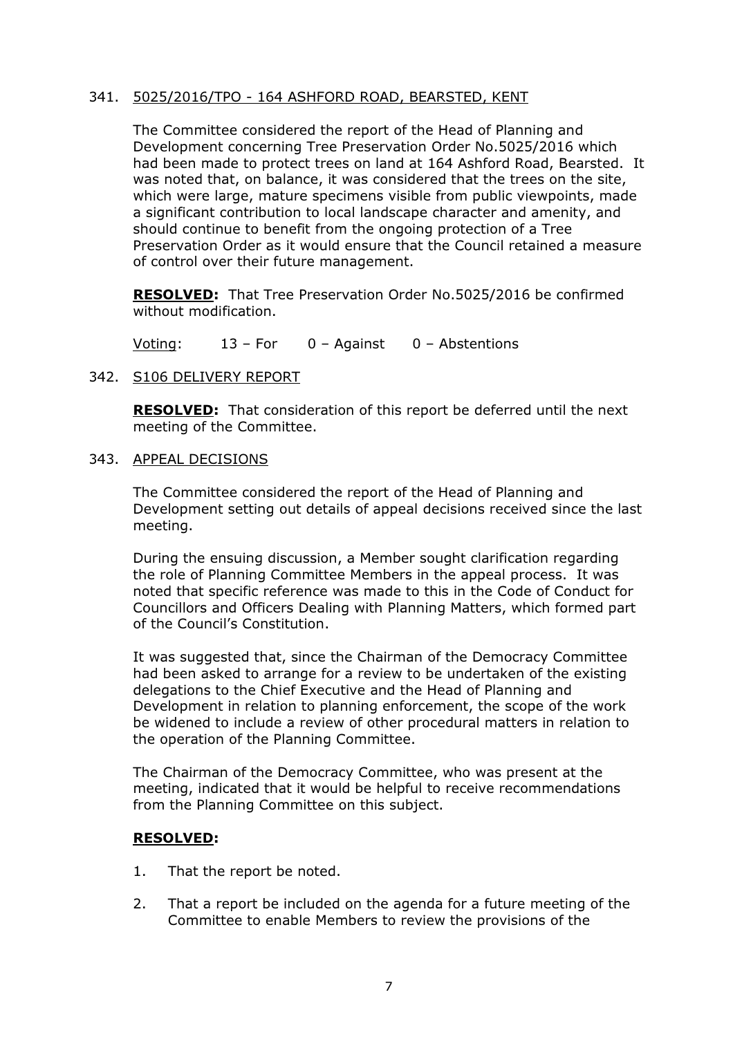## 341. 5025/2016/TPO - 164 ASHFORD ROAD, BEARSTED, KENT

The Committee considered the report of the Head of Planning and Development concerning Tree Preservation Order No.5025/2016 which had been made to protect trees on land at 164 Ashford Road, Bearsted. It was noted that, on balance, it was considered that the trees on the site, which were large, mature specimens visible from public viewpoints, made a significant contribution to local landscape character and amenity, and should continue to benefit from the ongoing protection of a Tree Preservation Order as it would ensure that the Council retained a measure of control over their future management.

**RESOLVED:** That Tree Preservation Order No.5025/2016 be confirmed without modification.

Voting: 13 – For 0 – Against 0 – Abstentions

## 342. S106 DELIVERY REPORT

**RESOLVED:** That consideration of this report be deferred until the next meeting of the Committee.

## 343. APPEAL DECISIONS

The Committee considered the report of the Head of Planning and Development setting out details of appeal decisions received since the last meeting.

During the ensuing discussion, a Member sought clarification regarding the role of Planning Committee Members in the appeal process. It was noted that specific reference was made to this in the Code of Conduct for Councillors and Officers Dealing with Planning Matters, which formed part of the Council's Constitution.

It was suggested that, since the Chairman of the Democracy Committee had been asked to arrange for a review to be undertaken of the existing delegations to the Chief Executive and the Head of Planning and Development in relation to planning enforcement, the scope of the work be widened to include a review of other procedural matters in relation to the operation of the Planning Committee.

The Chairman of the Democracy Committee, who was present at the meeting, indicated that it would be helpful to receive recommendations from the Planning Committee on this subject.

**RESOLVED:**

1. That the report be noted.
2. That a report be included on the agenda for a future meeting of the Committee to enable Members to review the provisions of the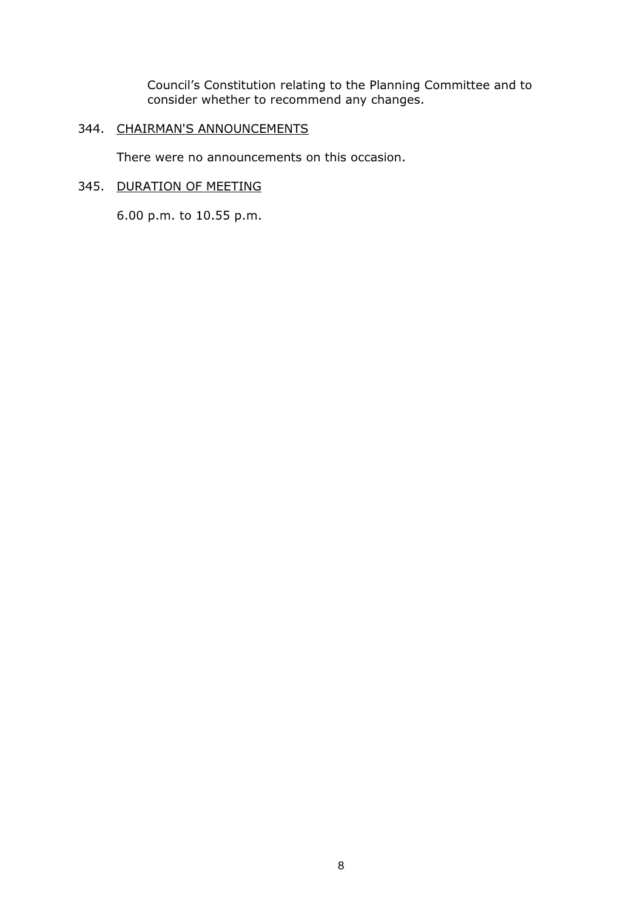Council’s Constitution relating to the Planning Committee and to consider whether to recommend any changes.

344. CHAIRMAN'S ANNOUNCEMENTS

There were no announcements on this occasion.

345. DURATION OF MEETING

6.00 p.m. to 10.55 p.m.